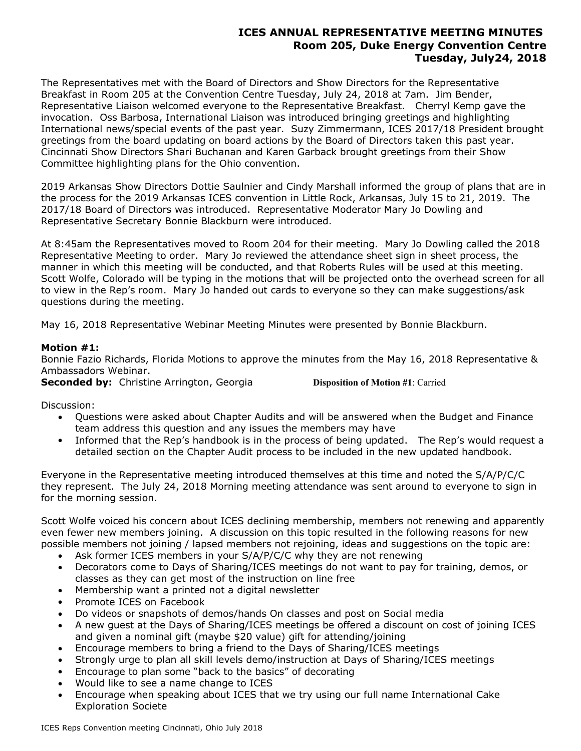# ICES ANNUAL REPRESENTATIVE MEETING MINUTES
## Room 205, Duke Energy Convention Centre
## Tuesday, July24, 2018

The Representatives met with the Board of Directors and Show Directors for the Representative Breakfast in Room 205 at the Convention Centre Tuesday, July 24, 2018 at 7am. Jim Bender, Representative Liaison welcomed everyone to the Representative Breakfast. Cherryl Kemp gave the invocation. Oss Barbosa, International Liaison was introduced bringing greetings and highlighting International news/special events of the past year. Suzy Zimmermann, ICES 2017/18 President brought greetings from the board updating on board actions by the Board of Directors taken this past year. Cincinnati Show Directors Shari Buchanan and Karen Garback brought greetings from their Show Committee highlighting plans for the Ohio convention.

2019 Arkansas Show Directors Dottie Saulnier and Cindy Marshall informed the group of plans that are in the process for the 2019 Arkansas ICES convention in Little Rock, Arkansas, July 15 to 21, 2019. The 2017/18 Board of Directors was introduced. Representative Moderator Mary Jo Dowling and Representative Secretary Bonnie Blackburn were introduced.

At 8:45am the Representatives moved to Room 204 for their meeting. Mary Jo Dowling called the 2018 Representative Meeting to order. Mary Jo reviewed the attendance sheet sign in sheet process, the manner in which this meeting will be conducted, and that Roberts Rules will be used at this meeting. Scott Wolfe, Colorado will be typing in the motions that will be projected onto the overhead screen for all to view in the Rep's room. Mary Jo handed out cards to everyone so they can make suggestions/ask questions during the meeting.

May 16, 2018 Representative Webinar Meeting Minutes were presented by Bonnie Blackburn.

**Motion #1:**
Bonnie Fazio Richards, Florida Motions to approve the minutes from the May 16, 2018 Representative & Ambassadors Webinar.
**Seconded by:** Christine Arrington, Georgia **Disposition of Motion #1**: Carried

Discussion:

- Questions were asked about Chapter Audits and will be answered when the Budget and Finance team address this question and any issues the members may have
- Informed that the Rep's handbook is in the process of being updated. The Rep's would request a detailed section on the Chapter Audit process to be included in the new updated handbook.

Everyone in the Representative meeting introduced themselves at this time and noted the S/A/P/C/C they represent. The July 24, 2018 Morning meeting attendance was sent around to everyone to sign in for the morning session.

Scott Wolfe voiced his concern about ICES declining membership, members not renewing and apparently even fewer new members joining. A discussion on this topic resulted in the following reasons for new possible members not joining / lapsed members not rejoining, ideas and suggestions on the topic are:

- Ask former ICES members in your S/A/P/C/C why they are not renewing
- Decorators come to Days of Sharing/ICES meetings do not want to pay for training, demos, or classes as they can get most of the instruction on line free
- Membership want a printed not a digital newsletter
- Promote ICES on Facebook
- Do videos or snapshots of demos/hands On classes and post on Social media
- A new guest at the Days of Sharing/ICES meetings be offered a discount on cost of joining ICES and given a nominal gift (maybe $20 value) gift for attending/joining
- Encourage members to bring a friend to the Days of Sharing/ICES meetings
- Strongly urge to plan all skill levels demo/instruction at Days of Sharing/ICES meetings
- Encourage to plan some "back to the basics" of decorating
- Would like to see a name change to ICES
- Encourage when speaking about ICES that we try using our full name International Cake Exploration Societe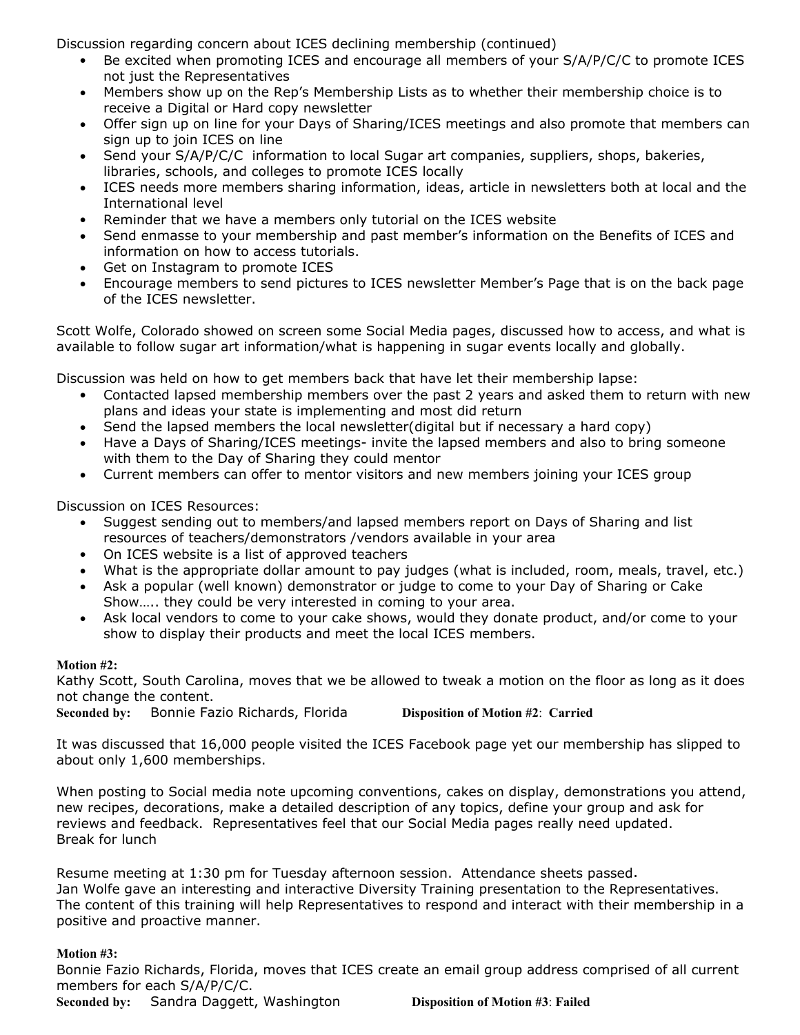Discussion regarding concern about ICES declining membership (continued)

- Be excited when promoting ICES and encourage all members of your S/A/P/C/C to promote ICES not just the Representatives
- Members show up on the Rep's Membership Lists as to whether their membership choice is to receive a Digital or Hard copy newsletter
- Offer sign up on line for your Days of Sharing/ICES meetings and also promote that members can sign up to join ICES on line
- Send your S/A/P/C/C information to local Sugar art companies, suppliers, shops, bakeries, libraries, schools, and colleges to promote ICES locally
- ICES needs more members sharing information, ideas, article in newsletters both at local and the International level
- Reminder that we have a members only tutorial on the ICES website
- Send enmasse to your membership and past member's information on the Benefits of ICES and information on how to access tutorials.
- Get on Instagram to promote ICES
- Encourage members to send pictures to ICES newsletter Member's Page that is on the back page of the ICES newsletter.

Scott Wolfe, Colorado showed on screen some Social Media pages, discussed how to access, and what is available to follow sugar art information/what is happening in sugar events locally and globally.

Discussion was held on how to get members back that have let their membership lapse:

- Contacted lapsed membership members over the past 2 years and asked them to return with new plans and ideas your state is implementing and most did return
- Send the lapsed members the local newsletter(digital but if necessary a hard copy)
- Have a Days of Sharing/ICES meetings- invite the lapsed members and also to bring someone with them to the Day of Sharing they could mentor
- Current members can offer to mentor visitors and new members joining your ICES group

Discussion on ICES Resources:

- Suggest sending out to members/and lapsed members report on Days of Sharing and list resources of teachers/demonstrators /vendors available in your area
- On ICES website is a list of approved teachers
- What is the appropriate dollar amount to pay judges (what is included, room, meals, travel, etc.)
- Ask a popular (well known) demonstrator or judge to come to your Day of Sharing or Cake Show….. they could be very interested in coming to your area.
- Ask local vendors to come to your cake shows, would they donate product, and/or come to your show to display their products and meet the local ICES members.

**Motion #2:**
Kathy Scott, South Carolina, moves that we be allowed to tweak a motion on the floor as long as it does not change the content.
**Seconded by:** Bonnie Fazio Richards, Florida **Disposition of Motion #2**: **Carried**

It was discussed that 16,000 people visited the ICES Facebook page yet our membership has slipped to about only 1,600 memberships.

When posting to Social media note upcoming conventions, cakes on display, demonstrations you attend, new recipes, decorations, make a detailed description of any topics, define your group and ask for reviews and feedback. Representatives feel that our Social Media pages really need updated.
Break for lunch

Resume meeting at 1:30 pm for Tuesday afternoon session. Attendance sheets passed.
Jan Wolfe gave an interesting and interactive Diversity Training presentation to the Representatives. The content of this training will help Representatives to respond and interact with their membership in a positive and proactive manner.

**Motion #3:**
Bonnie Fazio Richards, Florida, moves that ICES create an email group address comprised of all current members for each S/A/P/C/C.
**Seconded by:** Sandra Daggett, Washington **Disposition of Motion #3**: **Failed**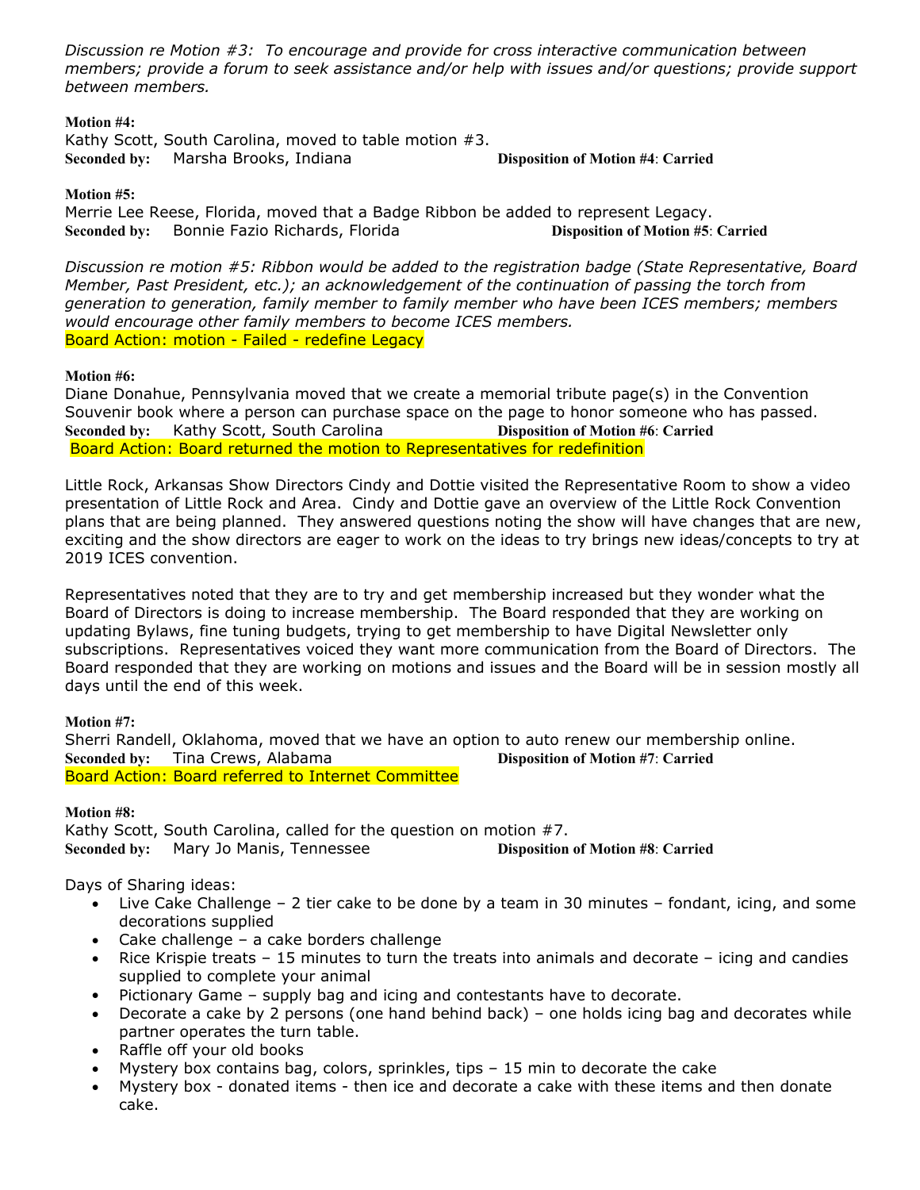*Discussion re Motion #3: To encourage and provide for cross interactive communication between members; provide a forum to seek assistance and/or help with issues and/or questions; provide support between members.*

**Motion #4:**
Kathy Scott, South Carolina, moved to table motion #3.
**Seconded by:** Marsha Brooks, Indiana **Disposition of Motion #4**: **Carried**

**Motion #5:**
Merrie Lee Reese, Florida, moved that a Badge Ribbon be added to represent Legacy.
**Seconded by:** Bonnie Fazio Richards, Florida **Disposition of Motion #5**: **Carried**

*Discussion re motion #5: Ribbon would be added to the registration badge (State Representative, Board Member, Past President, etc.); an acknowledgement of the continuation of passing the torch from generation to generation, family member to family member who have been ICES members; members would encourage other family members to become ICES members.*
Board Action: motion - Failed - redefine Legacy

**Motion #6:**
Diane Donahue, Pennsylvania moved that we create a memorial tribute page(s) in the Convention Souvenir book where a person can purchase space on the page to honor someone who has passed.
**Seconded by:** Kathy Scott, South Carolina **Disposition of Motion #6**: **Carried**
Board Action: Board returned the motion to Representatives for redefinition

Little Rock, Arkansas Show Directors Cindy and Dottie visited the Representative Room to show a video presentation of Little Rock and Area. Cindy and Dottie gave an overview of the Little Rock Convention plans that are being planned. They answered questions noting the show will have changes that are new, exciting and the show directors are eager to work on the ideas to try brings new ideas/concepts to try at 2019 ICES convention.

Representatives noted that they are to try and get membership increased but they wonder what the Board of Directors is doing to increase membership. The Board responded that they are working on updating Bylaws, fine tuning budgets, trying to get membership to have Digital Newsletter only subscriptions. Representatives voiced they want more communication from the Board of Directors. The Board responded that they are working on motions and issues and the Board will be in session mostly all days until the end of this week.

**Motion #7:**
Sherri Randell, Oklahoma, moved that we have an option to auto renew our membership online.
**Seconded by:** Tina Crews, Alabama **Disposition of Motion #7**: **Carried**
Board Action: Board referred to Internet Committee

**Motion #8:**
Kathy Scott, South Carolina, called for the question on motion #7.
**Seconded by:** Mary Jo Manis, Tennessee **Disposition of Motion #8**: **Carried**

Days of Sharing ideas:

- Live Cake Challenge – 2 tier cake to be done by a team in 30 minutes – fondant, icing, and some decorations supplied
- Cake challenge – a cake borders challenge
- Rice Krispie treats – 15 minutes to turn the treats into animals and decorate – icing and candies supplied to complete your animal
- Pictionary Game – supply bag and icing and contestants have to decorate.
- Decorate a cake by 2 persons (one hand behind back) – one holds icing bag and decorates while partner operates the turn table.
- Raffle off your old books
- Mystery box contains bag, colors, sprinkles, tips – 15 min to decorate the cake
- Mystery box - donated items - then ice and decorate a cake with these items and then donate cake.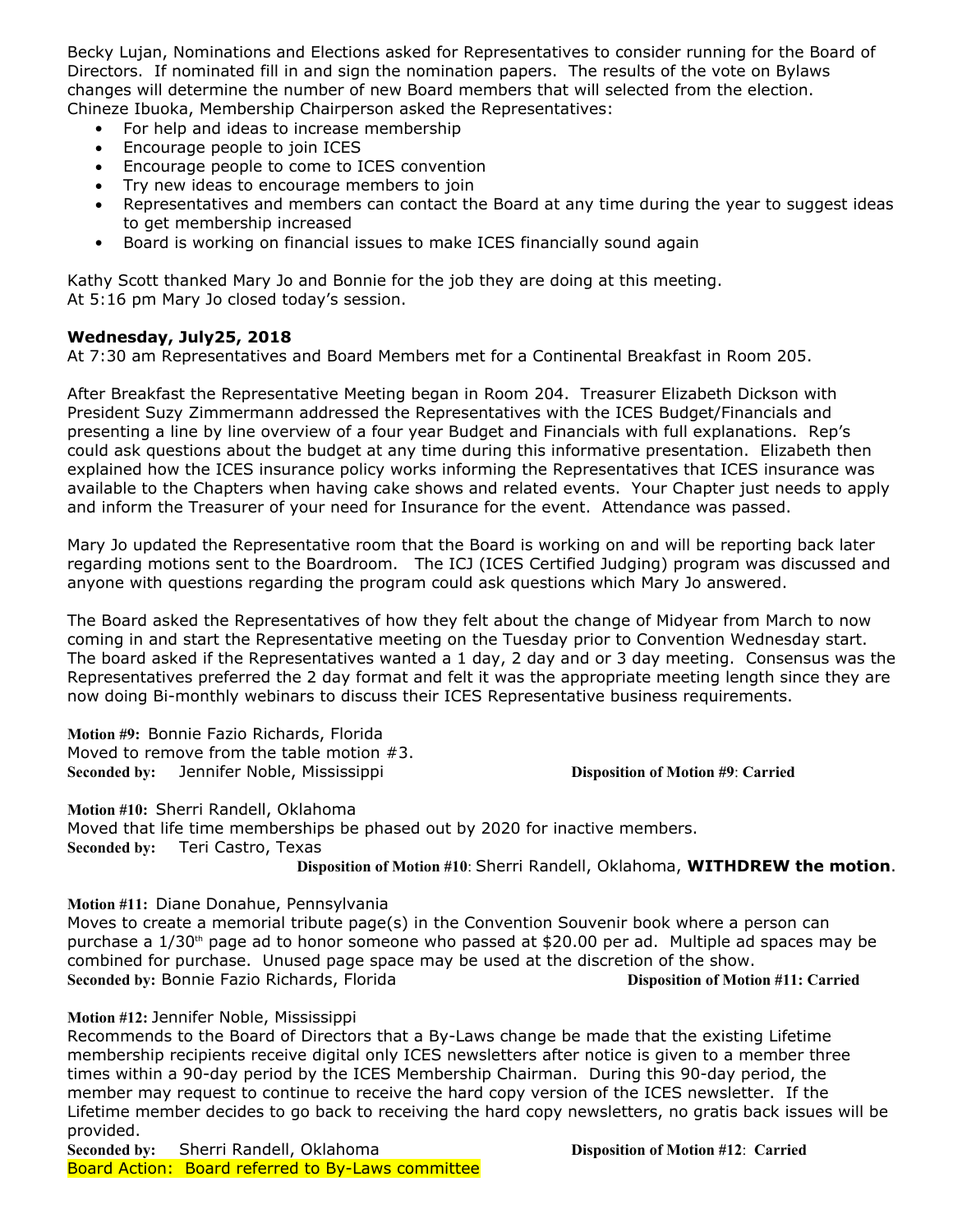Becky Lujan, Nominations and Elections asked for Representatives to consider running for the Board of Directors. If nominated fill in and sign the nomination papers. The results of the vote on Bylaws changes will determine the number of new Board members that will selected from the election.
Chineze Ibuoka, Membership Chairperson asked the Representatives:

- For help and ideas to increase membership
- Encourage people to join ICES
- Encourage people to come to ICES convention
- Try new ideas to encourage members to join
- Representatives and members can contact the Board at any time during the year to suggest ideas to get membership increased
- Board is working on financial issues to make ICES financially sound again

Kathy Scott thanked Mary Jo and Bonnie for the job they are doing at this meeting.
At 5:16 pm Mary Jo closed today's session.

**Wednesday, July25, 2018**
At 7:30 am Representatives and Board Members met for a Continental Breakfast in Room 205.

After Breakfast the Representative Meeting began in Room 204. Treasurer Elizabeth Dickson with President Suzy Zimmermann addressed the Representatives with the ICES Budget/Financials and presenting a line by line overview of a four year Budget and Financials with full explanations. Rep's could ask questions about the budget at any time during this informative presentation. Elizabeth then explained how the ICES insurance policy works informing the Representatives that ICES insurance was available to the Chapters when having cake shows and related events. Your Chapter just needs to apply and inform the Treasurer of your need for Insurance for the event. Attendance was passed.

Mary Jo updated the Representative room that the Board is working on and will be reporting back later regarding motions sent to the Boardroom. The ICJ (ICES Certified Judging) program was discussed and anyone with questions regarding the program could ask questions which Mary Jo answered.

The Board asked the Representatives of how they felt about the change of Midyear from March to now coming in and start the Representative meeting on the Tuesday prior to Convention Wednesday start. The board asked if the Representatives wanted a 1 day, 2 day and or 3 day meeting. Consensus was the Representatives preferred the 2 day format and felt it was the appropriate meeting length since they are now doing Bi-monthly webinars to discuss their ICES Representative business requirements.

**Motion #9:** Bonnie Fazio Richards, Florida
Moved to remove from the table motion #3.
**Seconded by:** Jennifer Noble, Mississippi **Disposition of Motion #9**: **Carried**

**Motion #10:** Sherri Randell, Oklahoma
Moved that life time memberships be phased out by 2020 for inactive members.
**Seconded by:** Teri Castro, Texas
**Disposition of Motion #10**: Sherri Randell, Oklahoma, **WITHDREW the motion**.

**Motion #11:** Diane Donahue, Pennsylvania
Moves to create a memorial tribute page(s) in the Convention Souvenir book where a person can purchase a 1/30th page ad to honor someone who passed at $20.00 per ad. Multiple ad spaces may be combined for purchase. Unused page space may be used at the discretion of the show.
**Seconded by:** Bonnie Fazio Richards, Florida **Disposition of Motion #11: Carried**

**Motion #12:** Jennifer Noble, Mississippi
Recommends to the Board of Directors that a By-Laws change be made that the existing Lifetime membership recipients receive digital only ICES newsletters after notice is given to a member three times within a 90-day period by the ICES Membership Chairman. During this 90-day period, the member may request to continue to receive the hard copy version of the ICES newsletter. If the Lifetime member decides to go back to receiving the hard copy newsletters, no gratis back issues will be provided.
**Seconded by:** Sherri Randell, Oklahoma **Disposition of Motion #12**: **Carried**
Board Action: Board referred to By-Laws committee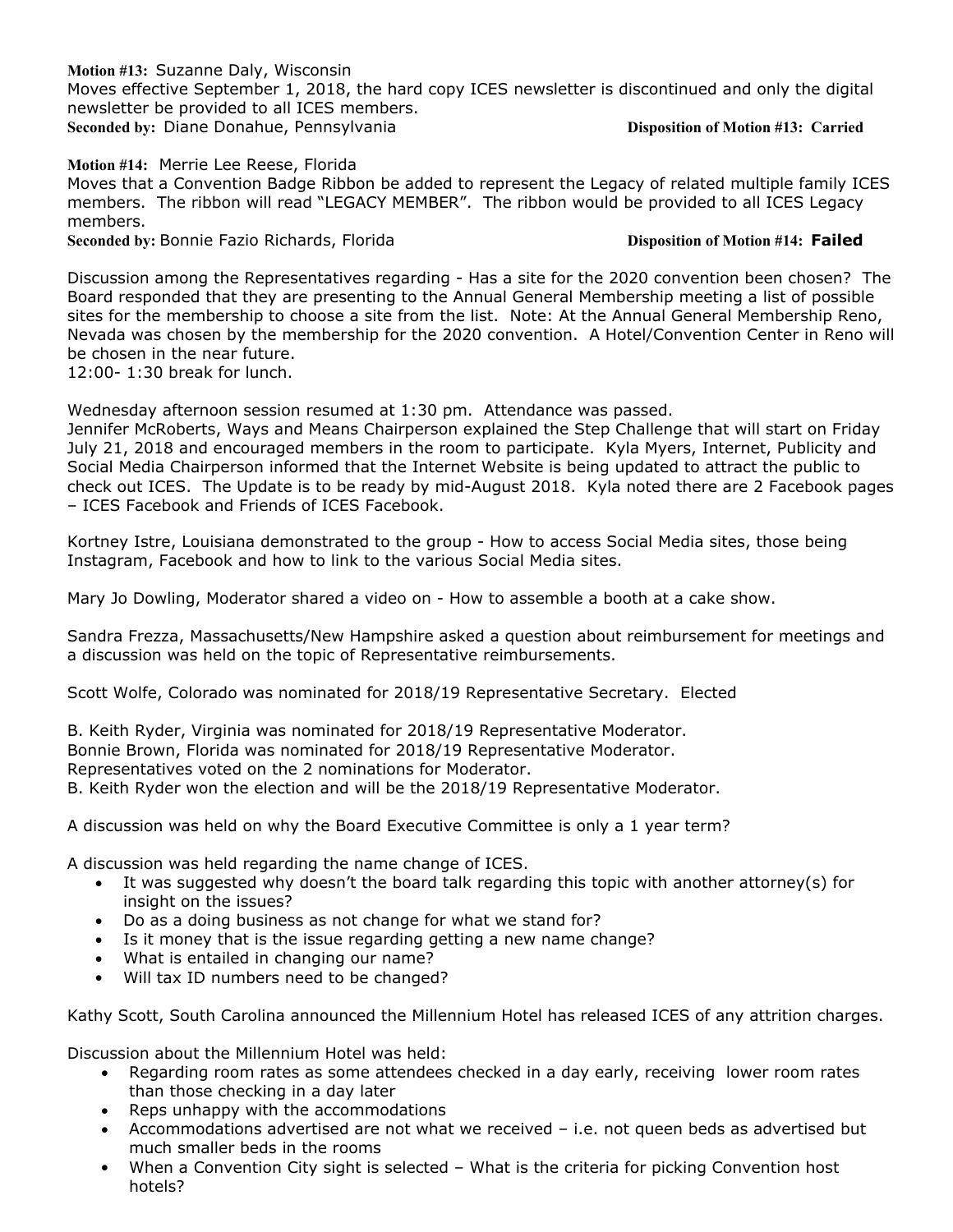**Motion #13:** Suzanne Daly, Wisconsin
Moves effective September 1, 2018, the hard copy ICES newsletter is discontinued and only the digital newsletter be provided to all ICES members.
**Seconded by:** Diane Donahue, Pennsylvania **Disposition of Motion #13: Carried**

**Motion #14:** Merrie Lee Reese, Florida
Moves that a Convention Badge Ribbon be added to represent the Legacy of related multiple family ICES members. The ribbon will read "LEGACY MEMBER". The ribbon would be provided to all ICES Legacy members.
**Seconded by:** Bonnie Fazio Richards, Florida **Disposition of Motion #14: Failed**

Discussion among the Representatives regarding - Has a site for the 2020 convention been chosen? The Board responded that they are presenting to the Annual General Membership meeting a list of possible sites for the membership to choose a site from the list. Note: At the Annual General Membership Reno, Nevada was chosen by the membership for the 2020 convention. A Hotel/Convention Center in Reno will be chosen in the near future.
12:00- 1:30 break for lunch.

Wednesday afternoon session resumed at 1:30 pm. Attendance was passed.
Jennifer McRoberts, Ways and Means Chairperson explained the Step Challenge that will start on Friday July 21, 2018 and encouraged members in the room to participate. Kyla Myers, Internet, Publicity and Social Media Chairperson informed that the Internet Website is being updated to attract the public to check out ICES. The Update is to be ready by mid-August 2018. Kyla noted there are 2 Facebook pages – ICES Facebook and Friends of ICES Facebook.

Kortney Istre, Louisiana demonstrated to the group - How to access Social Media sites, those being Instagram, Facebook and how to link to the various Social Media sites.

Mary Jo Dowling, Moderator shared a video on - How to assemble a booth at a cake show.

Sandra Frezza, Massachusetts/New Hampshire asked a question about reimbursement for meetings and a discussion was held on the topic of Representative reimbursements.

Scott Wolfe, Colorado was nominated for 2018/19 Representative Secretary. Elected

B. Keith Ryder, Virginia was nominated for 2018/19 Representative Moderator.
Bonnie Brown, Florida was nominated for 2018/19 Representative Moderator.
Representatives voted on the 2 nominations for Moderator.
B. Keith Ryder won the election and will be the 2018/19 Representative Moderator.

A discussion was held on why the Board Executive Committee is only a 1 year term?

A discussion was held regarding the name change of ICES.

- It was suggested why doesn't the board talk regarding this topic with another attorney(s) for insight on the issues?
- Do as a doing business as not change for what we stand for?
- Is it money that is the issue regarding getting a new name change?
- What is entailed in changing our name?
- Will tax ID numbers need to be changed?

Kathy Scott, South Carolina announced the Millennium Hotel has released ICES of any attrition charges.

Discussion about the Millennium Hotel was held:

- Regarding room rates as some attendees checked in a day early, receiving lower room rates than those checking in a day later
- Reps unhappy with the accommodations
- Accommodations advertised are not what we received – i.e. not queen beds as advertised but much smaller beds in the rooms
- When a Convention City sight is selected – What is the criteria for picking Convention host hotels?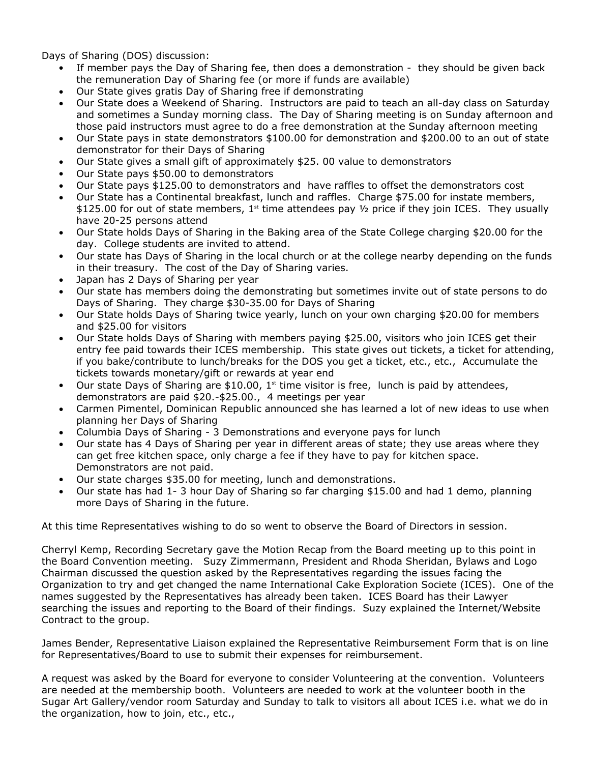Days of Sharing (DOS) discussion:

- If member pays the Day of Sharing fee, then does a demonstration - they should be given back the remuneration Day of Sharing fee (or more if funds are available)
- Our State gives gratis Day of Sharing free if demonstrating
- Our State does a Weekend of Sharing. Instructors are paid to teach an all-day class on Saturday and sometimes a Sunday morning class. The Day of Sharing meeting is on Sunday afternoon and those paid instructors must agree to do a free demonstration at the Sunday afternoon meeting
- Our State pays in state demonstrators $100.00 for demonstration and $200.00 to an out of state demonstrator for their Days of Sharing
- Our State gives a small gift of approximately $25. 00 value to demonstrators
- Our State pays $50.00 to demonstrators
- Our State pays $125.00 to demonstrators and have raffles to offset the demonstrators cost
- Our State has a Continental breakfast, lunch and raffles. Charge $75.00 for instate members, $125.00 for out of state members, 1st time attendees pay ½ price if they join ICES. They usually have 20-25 persons attend
- Our State holds Days of Sharing in the Baking area of the State College charging $20.00 for the day. College students are invited to attend.
- Our state has Days of Sharing in the local church or at the college nearby depending on the funds in their treasury. The cost of the Day of Sharing varies.
- Japan has 2 Days of Sharing per year
- Our state has members doing the demonstrating but sometimes invite out of state persons to do Days of Sharing. They charge $30-35.00 for Days of Sharing
- Our State holds Days of Sharing twice yearly, lunch on your own charging $20.00 for members and $25.00 for visitors
- Our State holds Days of Sharing with members paying $25.00, visitors who join ICES get their entry fee paid towards their ICES membership. This state gives out tickets, a ticket for attending, if you bake/contribute to lunch/breaks for the DOS you get a ticket, etc., etc., Accumulate the tickets towards monetary/gift or rewards at year end
- Our state Days of Sharing are $10.00, 1st time visitor is free, lunch is paid by attendees, demonstrators are paid $20.-$25.00., 4 meetings per year
- Carmen Pimentel, Dominican Republic announced she has learned a lot of new ideas to use when planning her Days of Sharing
- Columbia Days of Sharing - 3 Demonstrations and everyone pays for lunch
- Our state has 4 Days of Sharing per year in different areas of state; they use areas where they can get free kitchen space, only charge a fee if they have to pay for kitchen space. Demonstrators are not paid.
- Our state charges $35.00 for meeting, lunch and demonstrations.
- Our state has had 1- 3 hour Day of Sharing so far charging $15.00 and had 1 demo, planning more Days of Sharing in the future.

At this time Representatives wishing to do so went to observe the Board of Directors in session.

Cherryl Kemp, Recording Secretary gave the Motion Recap from the Board meeting up to this point in the Board Convention meeting. Suzy Zimmermann, President and Rhoda Sheridan, Bylaws and Logo Chairman discussed the question asked by the Representatives regarding the issues facing the Organization to try and get changed the name International Cake Exploration Societe (ICES). One of the names suggested by the Representatives has already been taken. ICES Board has their Lawyer searching the issues and reporting to the Board of their findings. Suzy explained the Internet/Website Contract to the group.

James Bender, Representative Liaison explained the Representative Reimbursement Form that is on line for Representatives/Board to use to submit their expenses for reimbursement.

A request was asked by the Board for everyone to consider Volunteering at the convention. Volunteers are needed at the membership booth. Volunteers are needed to work at the volunteer booth in the Sugar Art Gallery/vendor room Saturday and Sunday to talk to visitors all about ICES i.e. what we do in the organization, how to join, etc., etc.,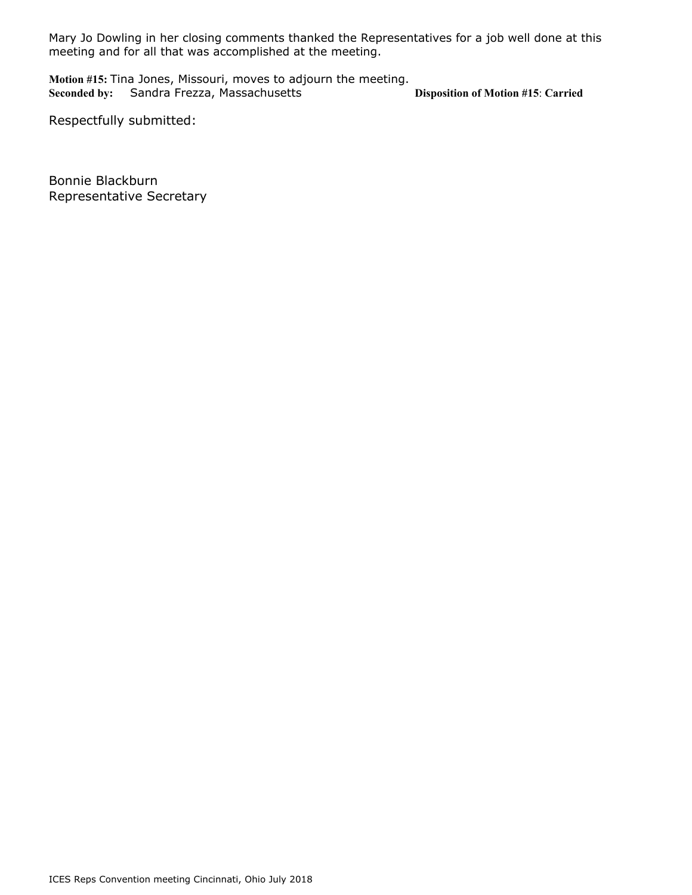Mary Jo Dowling in her closing comments thanked the Representatives for a job well done at this meeting and for all that was accomplished at the meeting.

**Motion #15:** Tina Jones, Missouri, moves to adjourn the meeting.
**Seconded by:** Sandra Frezza, Massachusetts **Disposition of Motion #15**: **Carried**

Respectfully submitted:

Bonnie Blackburn
Representative Secretary